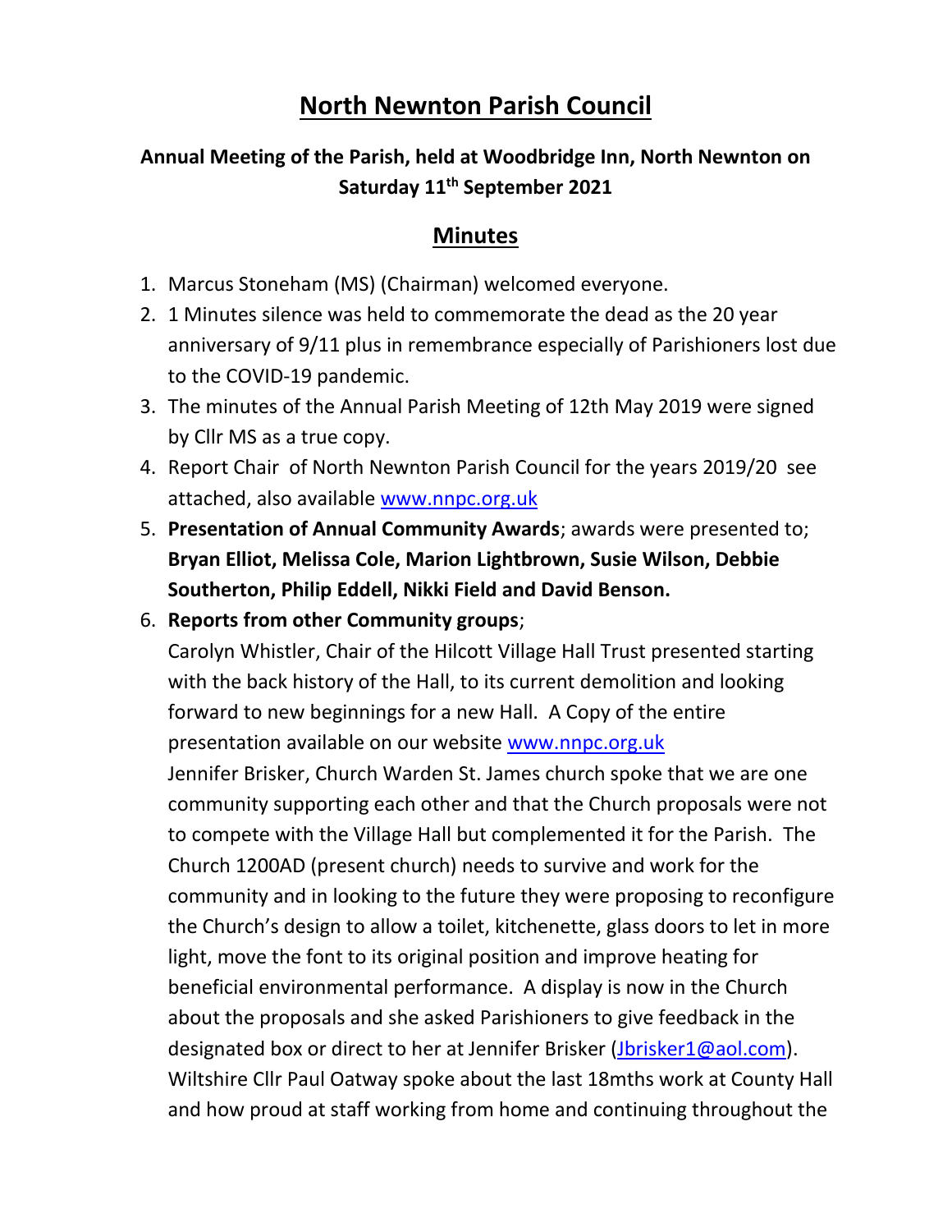# North Newnton Parish Council

## Annual Meeting of the Parish, held at Woodbridge Inn, North Newnton on Saturday 11th September 2021

## Minutes

1. Marcus Stoneham (MS) (Chairman) welcomed everyone.
2. 1 Minutes silence was held to commemorate the dead as the 20 year anniversary of 9/11 plus in remembrance especially of Parishioners lost due to the COVID-19 pandemic.
3. The minutes of the Annual Parish Meeting of 12th May 2019 were signed by Cllr MS as a true copy.
4. Report Chair of North Newnton Parish Council for the years 2019/20 see attached, also available [www.nnpc.org.uk](http://www.nnpc.org.uk)
5. **Presentation of Annual Community Awards**; awards were presented to; **Bryan Elliot, Melissa Cole, Marion Lightbrown, Susie Wilson, Debbie Southerton, Philip Eddell, Nikki Field and David Benson.**
6. **Reports from other Community groups**;

   Carolyn Whistler, Chair of the Hilcott Village Hall Trust presented starting with the back history of the Hall, to its current demolition and looking forward to new beginnings for a new Hall. A Copy of the entire presentation available on our website [www.nnpc.org.uk](http://www.nnpc.org.uk)

   Jennifer Brisker, Church Warden St. James church spoke that we are one community supporting each other and that the Church proposals were not to compete with the Village Hall but complemented it for the Parish. The Church 1200AD (present church) needs to survive and work for the community and in looking to the future they were proposing to reconfigure the Church's design to allow a toilet, kitchenette, glass doors to let in more light, move the font to its original position and improve heating for beneficial environmental performance. A display is now in the Church about the proposals and she asked Parishioners to give feedback in the designated box or direct to her at Jennifer Brisker ([Jbrisker1@aol.com](mailto:Jbrisker1@aol.com)).

   Wiltshire Cllr Paul Oatway spoke about the last 18mths work at County Hall and how proud at staff working from home and continuing throughout the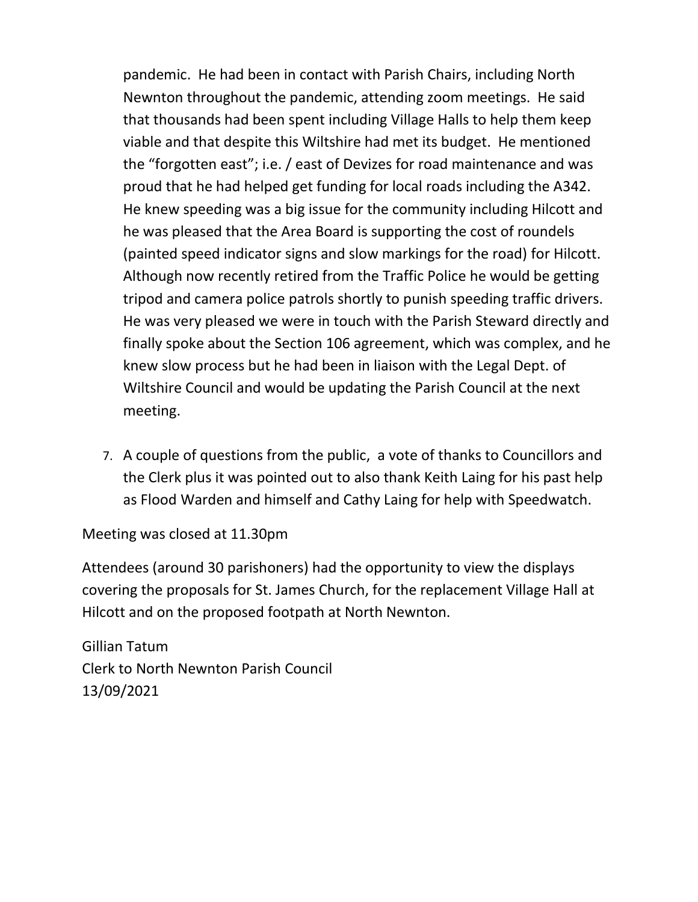pandemic. He had been in contact with Parish Chairs, including North Newnton throughout the pandemic, attending zoom meetings. He said that thousands had been spent including Village Halls to help them keep viable and that despite this Wiltshire had met its budget. He mentioned the "forgotten east"; i.e. / east of Devizes for road maintenance and was proud that he had helped get funding for local roads including the A342. He knew speeding was a big issue for the community including Hilcott and he was pleased that the Area Board is supporting the cost of roundels (painted speed indicator signs and slow markings for the road) for Hilcott. Although now recently retired from the Traffic Police he would be getting tripod and camera police patrols shortly to punish speeding traffic drivers. He was very pleased we were in touch with the Parish Steward directly and finally spoke about the Section 106 agreement, which was complex, and he knew slow process but he had been in liaison with the Legal Dept. of Wiltshire Council and would be updating the Parish Council at the next meeting.

7. A couple of questions from the public, a vote of thanks to Councillors and the Clerk plus it was pointed out to also thank Keith Laing for his past help as Flood Warden and himself and Cathy Laing for help with Speedwatch.

Meeting was closed at 11.30pm

Attendees (around 30 parishoners) had the opportunity to view the displays covering the proposals for St. James Church, for the replacement Village Hall at Hilcott and on the proposed footpath at North Newnton.

Gillian Tatum
Clerk to North Newnton Parish Council
13/09/2021